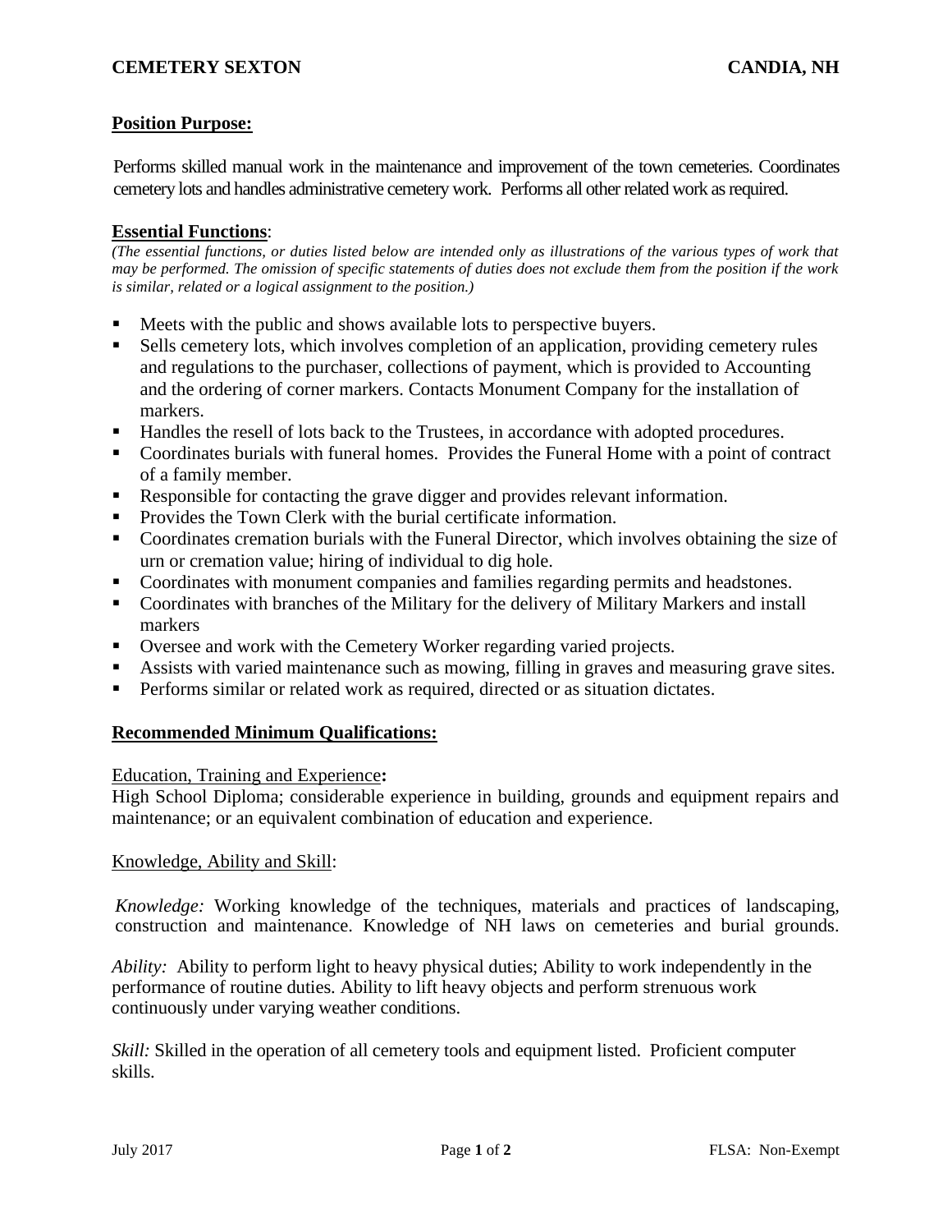**CEMETERY SEXTON** **CANDIA, NH**

## Position Purpose:

Performs skilled manual work in the maintenance and improvement of the town cemeteries. Coordinates cemetery lots and handles administrative cemetery work. Performs all other related work as required.

## Essential Functions:

*(The essential functions, or duties listed below are intended only as illustrations of the various types of work that may be performed. The omission of specific statements of duties does not exclude them from the position if the work is similar, related or a logical assignment to the position.)*

- Meets with the public and shows available lots to perspective buyers.
- Sells cemetery lots, which involves completion of an application, providing cemetery rules and regulations to the purchaser, collections of payment, which is provided to Accounting and the ordering of corner markers. Contacts Monument Company for the installation of markers.
- Handles the resell of lots back to the Trustees, in accordance with adopted procedures.
- Coordinates burials with funeral homes. Provides the Funeral Home with a point of contract of a family member.
- Responsible for contacting the grave digger and provides relevant information.
- Provides the Town Clerk with the burial certificate information.
- Coordinates cremation burials with the Funeral Director, which involves obtaining the size of urn or cremation value; hiring of individual to dig hole.
- Coordinates with monument companies and families regarding permits and headstones.
- Coordinates with branches of the Military for the delivery of Military Markers and install markers
- Oversee and work with the Cemetery Worker regarding varied projects.
- Assists with varied maintenance such as mowing, filling in graves and measuring grave sites.
- Performs similar or related work as required, directed or as situation dictates.

## Recommended Minimum Qualifications:

Education, Training and Experience**:**
High School Diploma; considerable experience in building, grounds and equipment repairs and maintenance; or an equivalent combination of education and experience.

Knowledge, Ability and Skill:

*Knowledge:* Working knowledge of the techniques, materials and practices of landscaping, construction and maintenance. Knowledge of NH laws on cemeteries and burial grounds.

*Ability:* Ability to perform light to heavy physical duties; Ability to work independently in the performance of routine duties. Ability to lift heavy objects and perform strenuous work continuously under varying weather conditions.

*Skill:* Skilled in the operation of all cemetery tools and equipment listed. Proficient computer skills.

July 2017 FLSA: Non-Exempt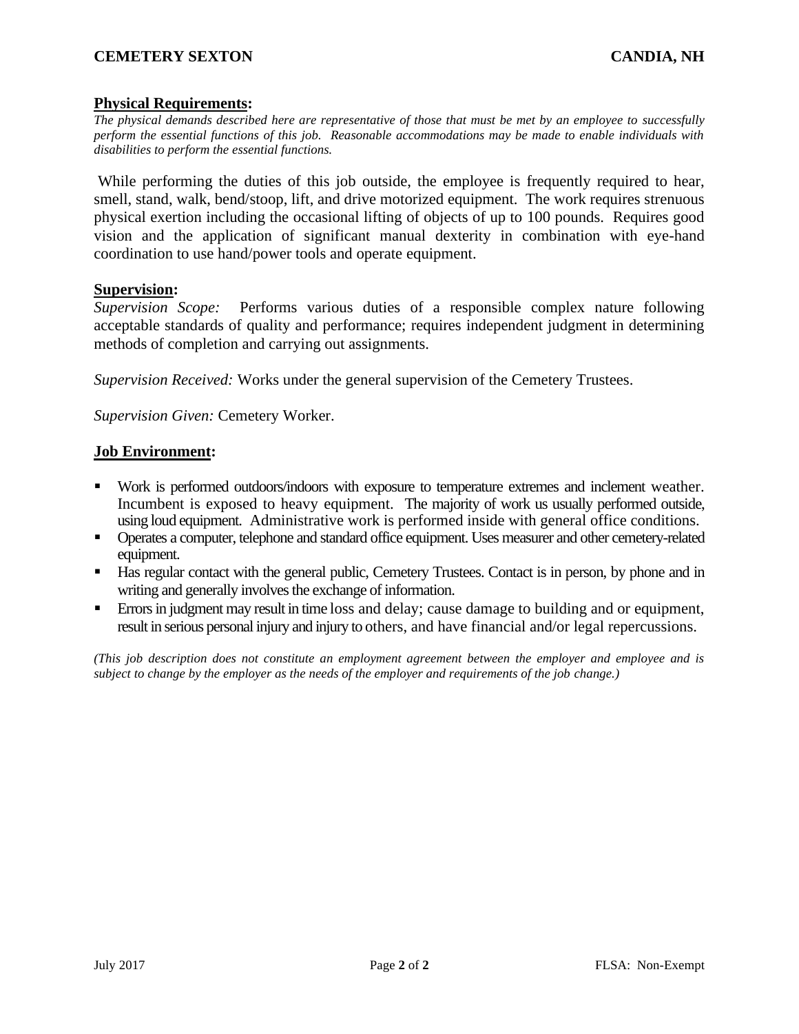## Physical Requirements:

*The physical demands described here are representative of those that must be met by an employee to successfully perform the essential functions of this job. Reasonable accommodations may be made to enable individuals with disabilities to perform the essential functions.*

While performing the duties of this job outside, the employee is frequently required to hear, smell, stand, walk, bend/stoop, lift, and drive motorized equipment. The work requires strenuous physical exertion including the occasional lifting of objects of up to 100 pounds. Requires good vision and the application of significant manual dexterity in combination with eye-hand coordination to use hand/power tools and operate equipment.

## Supervision:

*Supervision Scope:* Performs various duties of a responsible complex nature following acceptable standards of quality and performance; requires independent judgment in determining methods of completion and carrying out assignments.

*Supervision Received:* Works under the general supervision of the Cemetery Trustees.

*Supervision Given:* Cemetery Worker.

## Job Environment:

- Work is performed outdoors/indoors with exposure to temperature extremes and inclement weather. Incumbent is exposed to heavy equipment. The majority of work us usually performed outside, using loud equipment. Administrative work is performed inside with general office conditions.
- Operates a computer, telephone and standard office equipment. Uses measurer and other cemetery-related equipment.
- Has regular contact with the general public, Cemetery Trustees. Contact is in person, by phone and in writing and generally involves the exchange of information.
- Errors in judgment may result in time loss and delay; cause damage to building and or equipment, result in serious personal injury and injury to others, and have financial and/or legal repercussions.

*(This job description does not constitute an employment agreement between the employer and employee and is subject to change by the employer as the needs of the employer and requirements of the job change.)*